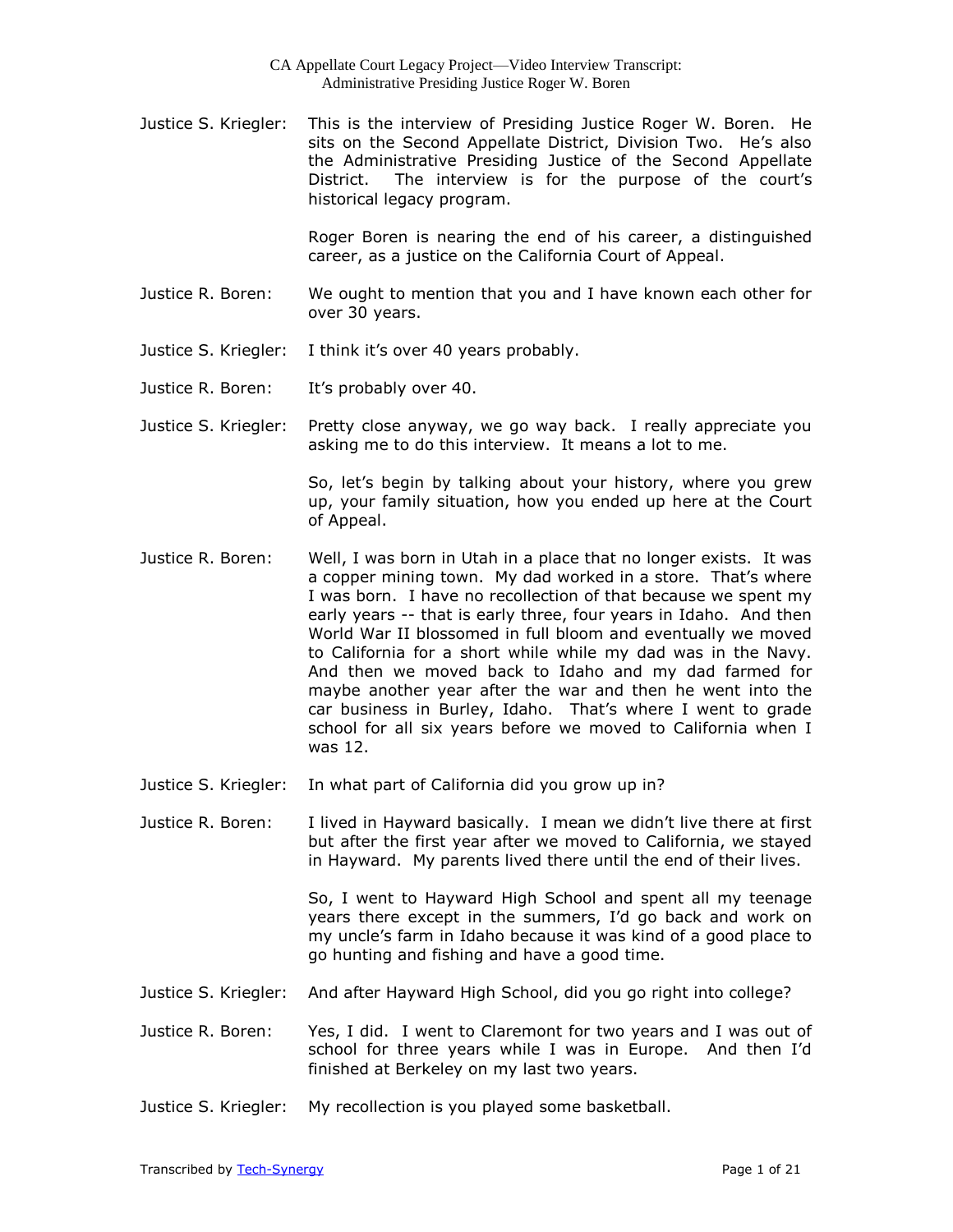Justice S. Kriegler: This is the interview of Presiding Justice Roger W. Boren. He sits on the Second Appellate District, Division Two. He's also the Administrative Presiding Justice of the Second Appellate District. The interview is for the purpose of the court's historical legacy program.

Roger Boren is nearing the end of his career, a distinguished career, as a justice on the California Court of Appeal.

Justice R. Boren: We ought to mention that you and I have known each other for over 30 years.

Justice S. Kriegler: I think it's over 40 years probably.

Justice R. Boren: It's probably over 40.

Justice S. Kriegler: Pretty close anyway, we go way back. I really appreciate you asking me to do this interview. It means a lot to me.

So, let's begin by talking about your history, where you grew up, your family situation, how you ended up here at the Court of Appeal.

Justice R. Boren: Well, I was born in Utah in a place that no longer exists. It was a copper mining town. My dad worked in a store. That's where I was born. I have no recollection of that because we spent my early years -- that is early three, four years in Idaho. And then World War II blossomed in full bloom and eventually we moved to California for a short while while my dad was in the Navy. And then we moved back to Idaho and my dad farmed for maybe another year after the war and then he went into the car business in Burley, Idaho. That's where I went to grade school for all six years before we moved to California when I was 12.

Justice S. Kriegler: In what part of California did you grow up in?

Justice R. Boren: I lived in Hayward basically. I mean we didn't live there at first but after the first year after we moved to California, we stayed in Hayward. My parents lived there until the end of their lives.

So, I went to Hayward High School and spent all my teenage years there except in the summers, I'd go back and work on my uncle's farm in Idaho because it was kind of a good place to go hunting and fishing and have a good time.

Justice S. Kriegler: And after Hayward High School, did you go right into college?

Justice R. Boren: Yes, I did. I went to Claremont for two years and I was out of school for three years while I was in Europe. And then I'd finished at Berkeley on my last two years.

Justice S. Kriegler: My recollection is you played some basketball.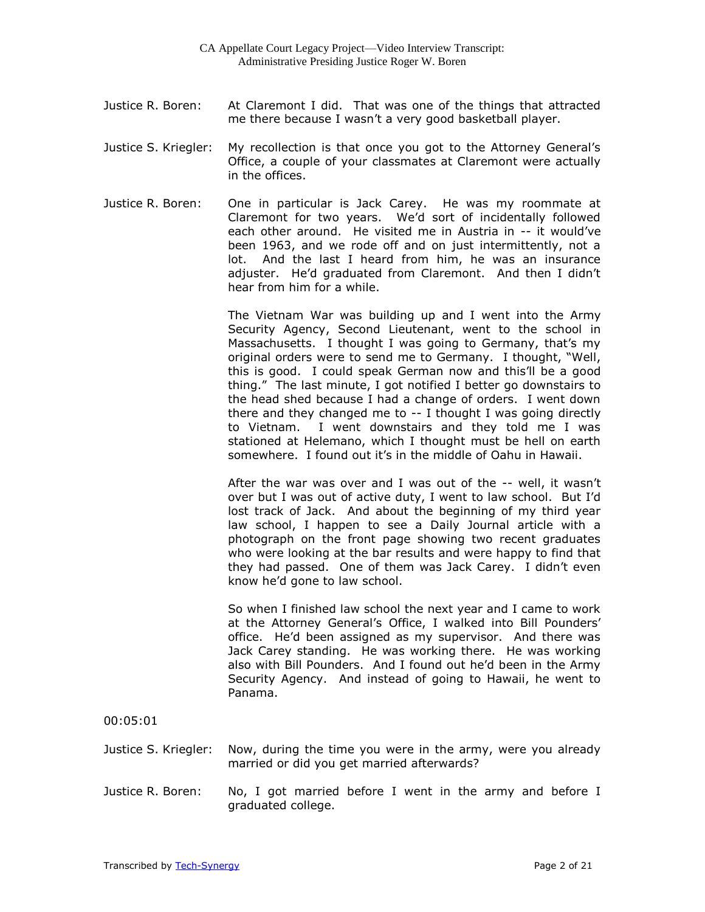Justice R. Boren: At Claremont I did. That was one of the things that attracted me there because I wasn't a very good basketball player.

Justice S. Kriegler: My recollection is that once you got to the Attorney General's Office, a couple of your classmates at Claremont were actually in the offices.

Justice R. Boren: One in particular is Jack Carey. He was my roommate at Claremont for two years. We'd sort of incidentally followed each other around. He visited me in Austria in -- it would've been 1963, and we rode off and on just intermittently, not a lot. And the last I heard from him, he was an insurance adjuster. He'd graduated from Claremont. And then I didn't hear from him for a while.

The Vietnam War was building up and I went into the Army Security Agency, Second Lieutenant, went to the school in Massachusetts. I thought I was going to Germany, that's my original orders were to send me to Germany. I thought, "Well, this is good. I could speak German now and this'll be a good thing." The last minute, I got notified I better go downstairs to the head shed because I had a change of orders. I went down there and they changed me to -- I thought I was going directly to Vietnam. I went downstairs and they told me I was stationed at Helemano, which I thought must be hell on earth somewhere. I found out it's in the middle of Oahu in Hawaii.

After the war was over and I was out of the -- well, it wasn't over but I was out of active duty, I went to law school. But I'd lost track of Jack. And about the beginning of my third year law school, I happen to see a Daily Journal article with a photograph on the front page showing two recent graduates who were looking at the bar results and were happy to find that they had passed. One of them was Jack Carey. I didn't even know he'd gone to law school.

So when I finished law school the next year and I came to work at the Attorney General's Office, I walked into Bill Pounders' office. He'd been assigned as my supervisor. And there was Jack Carey standing. He was working there. He was working also with Bill Pounders. And I found out he'd been in the Army Security Agency. And instead of going to Hawaii, he went to Panama.

00:05:01

Justice S. Kriegler: Now, during the time you were in the army, were you already married or did you get married afterwards?

Justice R. Boren: No, I got married before I went in the army and before I graduated college.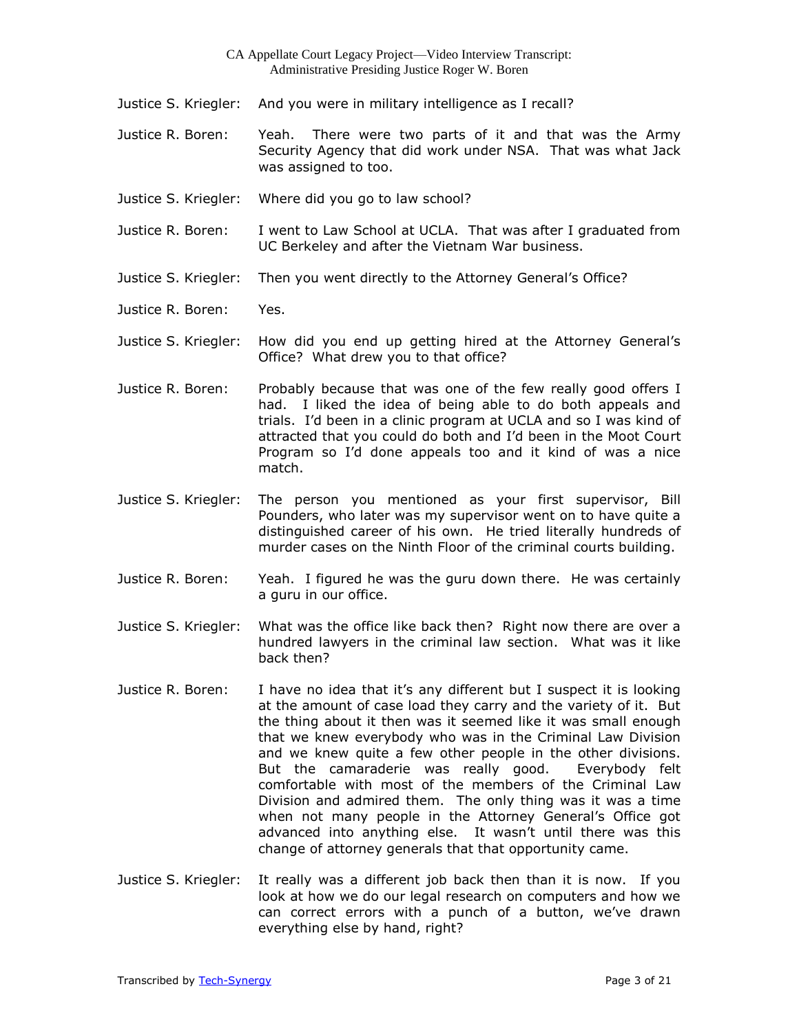Justice S. Kriegler: And you were in military intelligence as I recall?

Justice R. Boren: Yeah. There were two parts of it and that was the Army Security Agency that did work under NSA. That was what Jack was assigned to too.

Justice S. Kriegler: Where did you go to law school?

Justice R. Boren: I went to Law School at UCLA. That was after I graduated from UC Berkeley and after the Vietnam War business.

Justice S. Kriegler: Then you went directly to the Attorney General's Office?

Justice R. Boren: Yes.

Justice S. Kriegler: How did you end up getting hired at the Attorney General's Office? What drew you to that office?

Justice R. Boren: Probably because that was one of the few really good offers I had. I liked the idea of being able to do both appeals and trials. I'd been in a clinic program at UCLA and so I was kind of attracted that you could do both and I'd been in the Moot Court Program so I'd done appeals too and it kind of was a nice match.

Justice S. Kriegler: The person you mentioned as your first supervisor, Bill Pounders, who later was my supervisor went on to have quite a distinguished career of his own. He tried literally hundreds of murder cases on the Ninth Floor of the criminal courts building.

Justice R. Boren: Yeah. I figured he was the guru down there. He was certainly a guru in our office.

Justice S. Kriegler: What was the office like back then? Right now there are over a hundred lawyers in the criminal law section. What was it like back then?

Justice R. Boren: I have no idea that it's any different but I suspect it is looking at the amount of case load they carry and the variety of it. But the thing about it then was it seemed like it was small enough that we knew everybody who was in the Criminal Law Division and we knew quite a few other people in the other divisions. But the camaraderie was really good. Everybody felt comfortable with most of the members of the Criminal Law Division and admired them. The only thing was it was a time when not many people in the Attorney General's Office got advanced into anything else. It wasn't until there was this change of attorney generals that that opportunity came.

Justice S. Kriegler: It really was a different job back then than it is now. If you look at how we do our legal research on computers and how we can correct errors with a punch of a button, we've drawn everything else by hand, right?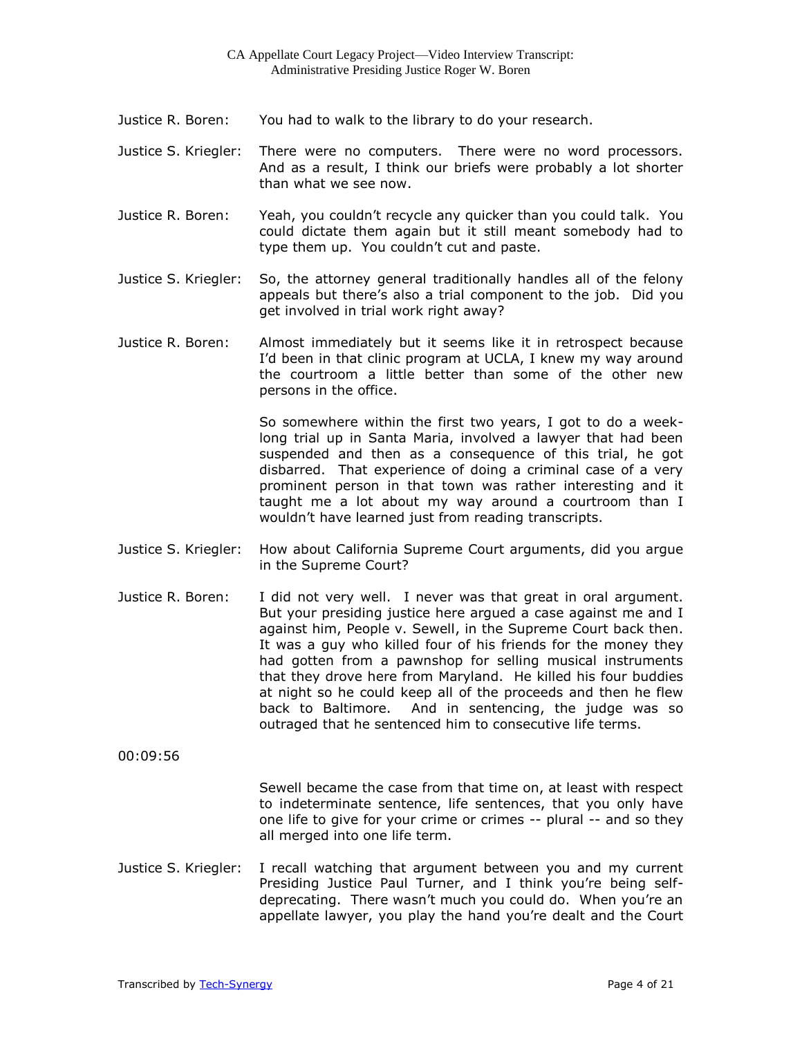Justice R. Boren: You had to walk to the library to do your research.

Justice S. Kriegler: There were no computers. There were no word processors. And as a result, I think our briefs were probably a lot shorter than what we see now.

Justice R. Boren: Yeah, you couldn't recycle any quicker than you could talk. You could dictate them again but it still meant somebody had to type them up. You couldn't cut and paste.

Justice S. Kriegler: So, the attorney general traditionally handles all of the felony appeals but there's also a trial component to the job. Did you get involved in trial work right away?

Justice R. Boren: Almost immediately but it seems like it in retrospect because I'd been in that clinic program at UCLA, I knew my way around the courtroom a little better than some of the other new persons in the office.

So somewhere within the first two years, I got to do a week-long trial up in Santa Maria, involved a lawyer that had been suspended and then as a consequence of this trial, he got disbarred. That experience of doing a criminal case of a very prominent person in that town was rather interesting and it taught me a lot about my way around a courtroom than I wouldn't have learned just from reading transcripts.

Justice S. Kriegler: How about California Supreme Court arguments, did you argue in the Supreme Court?

Justice R. Boren: I did not very well. I never was that great in oral argument. But your presiding justice here argued a case against me and I against him, People v. Sewell, in the Supreme Court back then. It was a guy who killed four of his friends for the money they had gotten from a pawnshop for selling musical instruments that they drove here from Maryland. He killed his four buddies at night so he could keep all of the proceeds and then he flew back to Baltimore. And in sentencing, the judge was so outraged that he sentenced him to consecutive life terms.

00:09:56

Sewell became the case from that time on, at least with respect to indeterminate sentence, life sentences, that you only have one life to give for your crime or crimes -- plural -- and so they all merged into one life term.

Justice S. Kriegler: I recall watching that argument between you and my current Presiding Justice Paul Turner, and I think you're being self-deprecating. There wasn't much you could do. When you're an appellate lawyer, you play the hand you're dealt and the Court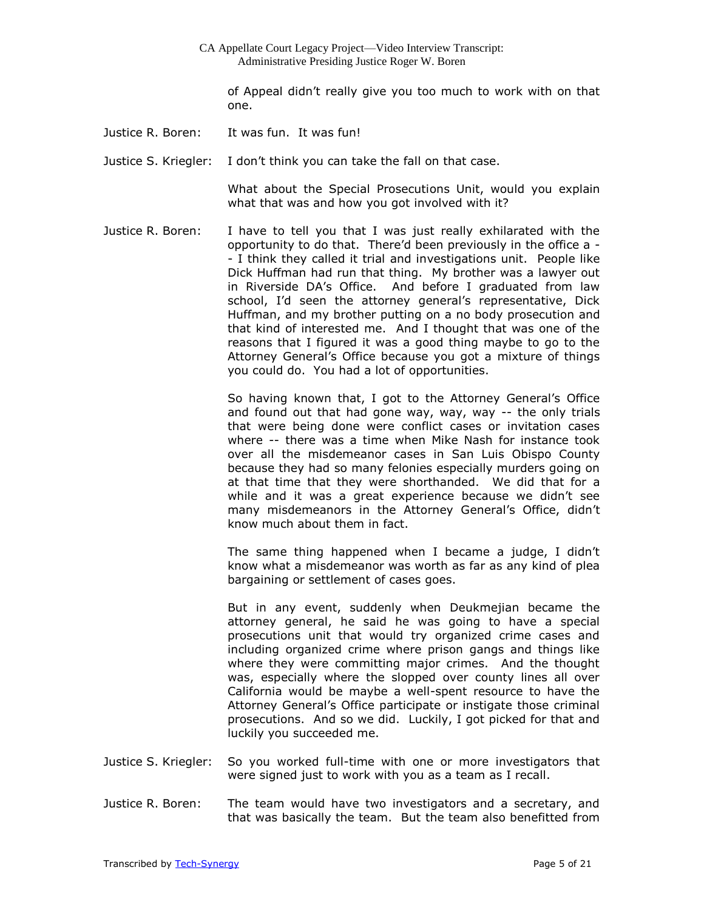of Appeal didn't really give you too much to work with on that one.

Justice R. Boren: It was fun. It was fun!

Justice S. Kriegler: I don't think you can take the fall on that case.

What about the Special Prosecutions Unit, would you explain what that was and how you got involved with it?

Justice R. Boren: I have to tell you that I was just really exhilarated with the opportunity to do that. There'd been previously in the office a - - I think they called it trial and investigations unit. People like Dick Huffman had run that thing. My brother was a lawyer out in Riverside DA's Office. And before I graduated from law school, I'd seen the attorney general's representative, Dick Huffman, and my brother putting on a no body prosecution and that kind of interested me. And I thought that was one of the reasons that I figured it was a good thing maybe to go to the Attorney General's Office because you got a mixture of things you could do. You had a lot of opportunities.

So having known that, I got to the Attorney General's Office and found out that had gone way, way, way -- the only trials that were being done were conflict cases or invitation cases where -- there was a time when Mike Nash for instance took over all the misdemeanor cases in San Luis Obispo County because they had so many felonies especially murders going on at that time that they were shorthanded. We did that for a while and it was a great experience because we didn't see many misdemeanors in the Attorney General's Office, didn't know much about them in fact.

The same thing happened when I became a judge, I didn't know what a misdemeanor was worth as far as any kind of plea bargaining or settlement of cases goes.

But in any event, suddenly when Deukmejian became the attorney general, he said he was going to have a special prosecutions unit that would try organized crime cases and including organized crime where prison gangs and things like where they were committing major crimes. And the thought was, especially where the slopped over county lines all over California would be maybe a well-spent resource to have the Attorney General's Office participate or instigate those criminal prosecutions. And so we did. Luckily, I got picked for that and luckily you succeeded me.

Justice S. Kriegler: So you worked full-time with one or more investigators that were signed just to work with you as a team as I recall.

Justice R. Boren: The team would have two investigators and a secretary, and that was basically the team. But the team also benefitted from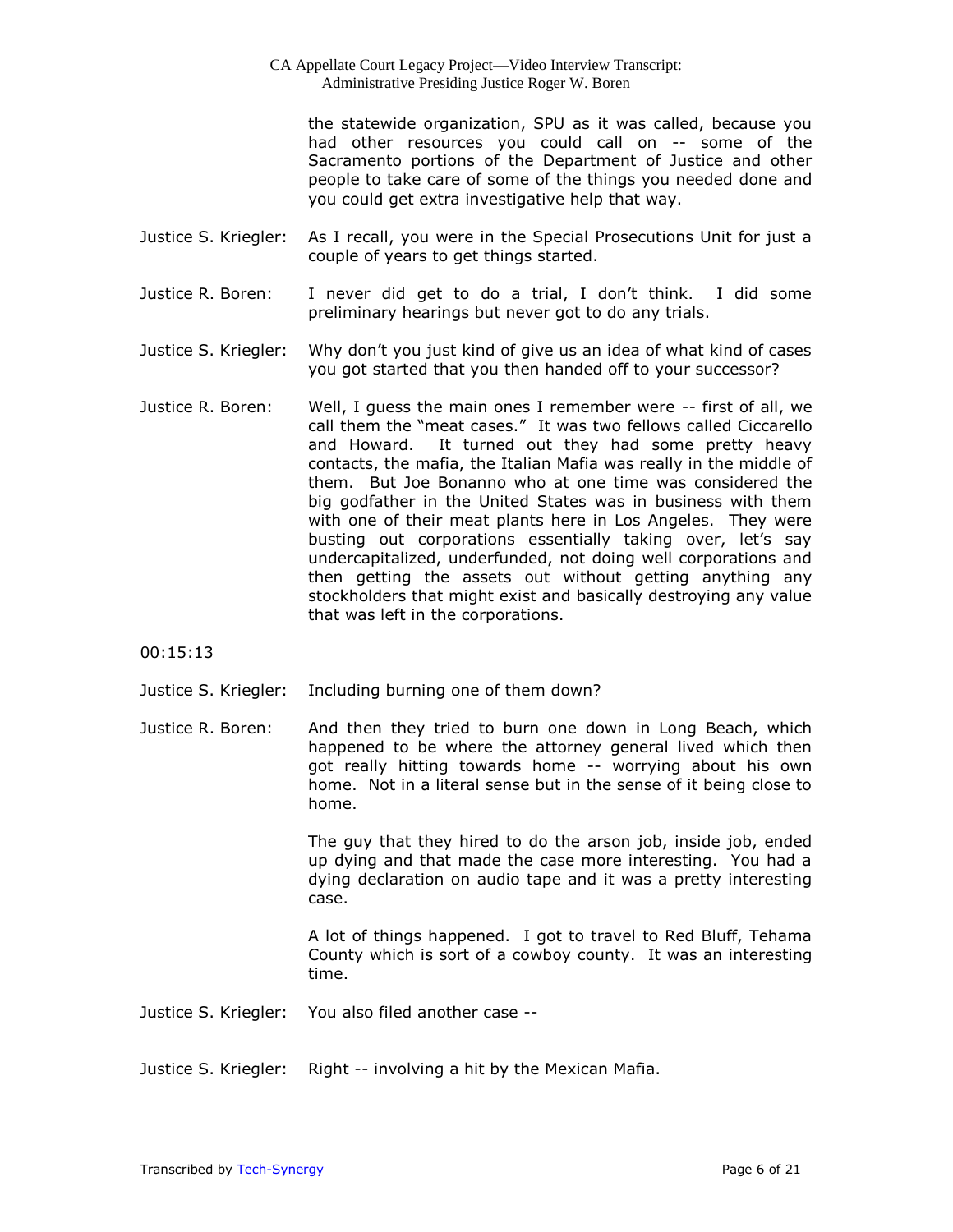the statewide organization, SPU as it was called, because you had other resources you could call on -- some of the Sacramento portions of the Department of Justice and other people to take care of some of the things you needed done and you could get extra investigative help that way.

Justice S. Kriegler: As I recall, you were in the Special Prosecutions Unit for just a couple of years to get things started.

Justice R. Boren: I never did get to do a trial, I don't think. I did some preliminary hearings but never got to do any trials.

Justice S. Kriegler: Why don't you just kind of give us an idea of what kind of cases you got started that you then handed off to your successor?

Justice R. Boren: Well, I guess the main ones I remember were -- first of all, we call them the "meat cases." It was two fellows called Ciccarello and Howard. It turned out they had some pretty heavy contacts, the mafia, the Italian Mafia was really in the middle of them. But Joe Bonanno who at one time was considered the big godfather in the United States was in business with them with one of their meat plants here in Los Angeles. They were busting out corporations essentially taking over, let's say undercapitalized, underfunded, not doing well corporations and then getting the assets out without getting anything any stockholders that might exist and basically destroying any value that was left in the corporations.

00:15:13

Justice S. Kriegler: Including burning one of them down?

Justice R. Boren: And then they tried to burn one down in Long Beach, which happened to be where the attorney general lived which then got really hitting towards home -- worrying about his own home. Not in a literal sense but in the sense of it being close to home.

The guy that they hired to do the arson job, inside job, ended up dying and that made the case more interesting. You had a dying declaration on audio tape and it was a pretty interesting case.

A lot of things happened. I got to travel to Red Bluff, Tehama County which is sort of a cowboy county. It was an interesting time.

Justice S. Kriegler: You also filed another case --

Justice S. Kriegler: Right -- involving a hit by the Mexican Mafia.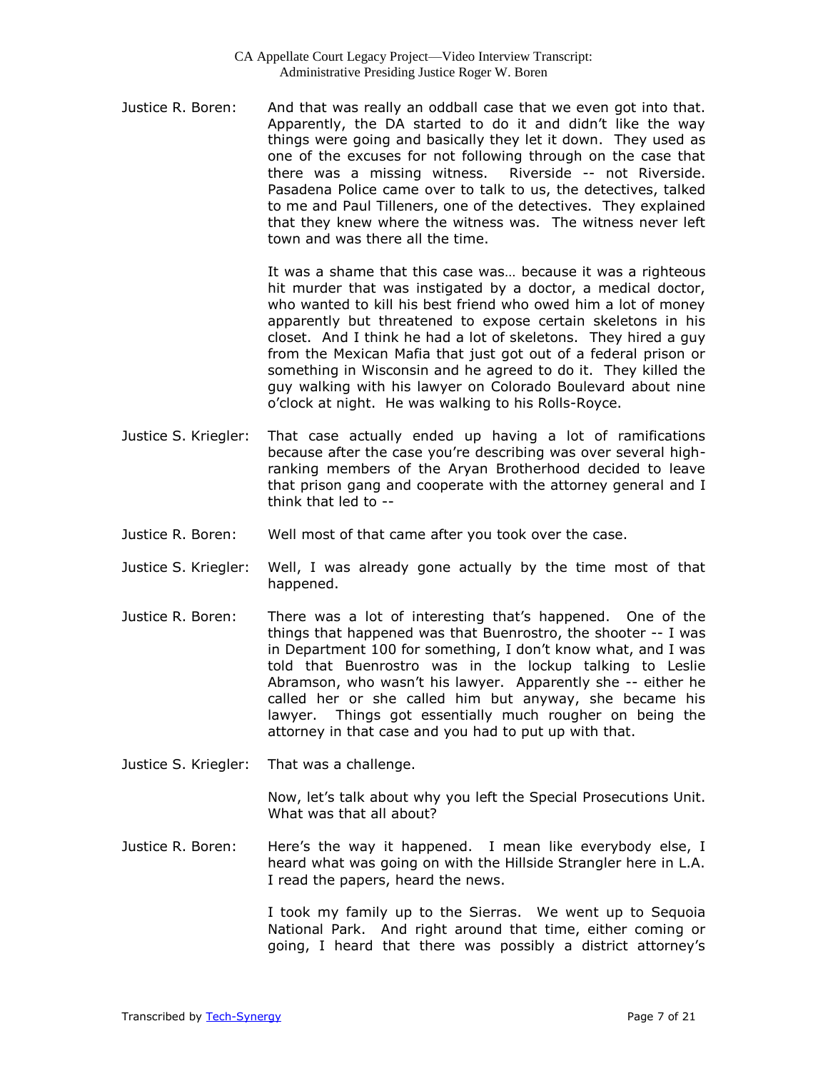Justice R. Boren: And that was really an oddball case that we even got into that. Apparently, the DA started to do it and didn't like the way things were going and basically they let it down. They used as one of the excuses for not following through on the case that there was a missing witness. Riverside -- not Riverside. Pasadena Police came over to talk to us, the detectives, talked to me and Paul Tilleners, one of the detectives. They explained that they knew where the witness was. The witness never left town and was there all the time.

It was a shame that this case was… because it was a righteous hit murder that was instigated by a doctor, a medical doctor, who wanted to kill his best friend who owed him a lot of money apparently but threatened to expose certain skeletons in his closet. And I think he had a lot of skeletons. They hired a guy from the Mexican Mafia that just got out of a federal prison or something in Wisconsin and he agreed to do it. They killed the guy walking with his lawyer on Colorado Boulevard about nine o'clock at night. He was walking to his Rolls-Royce.

Justice S. Kriegler: That case actually ended up having a lot of ramifications because after the case you're describing was over several high-ranking members of the Aryan Brotherhood decided to leave that prison gang and cooperate with the attorney general and I think that led to --

Justice R. Boren: Well most of that came after you took over the case.

Justice S. Kriegler: Well, I was already gone actually by the time most of that happened.

Justice R. Boren: There was a lot of interesting that's happened. One of the things that happened was that Buenrostro, the shooter -- I was in Department 100 for something, I don't know what, and I was told that Buenrostro was in the lockup talking to Leslie Abramson, who wasn't his lawyer. Apparently she -- either he called her or she called him but anyway, she became his lawyer. Things got essentially much rougher on being the attorney in that case and you had to put up with that.

Justice S. Kriegler: That was a challenge.

Now, let's talk about why you left the Special Prosecutions Unit. What was that all about?

Justice R. Boren: Here's the way it happened. I mean like everybody else, I heard what was going on with the Hillside Strangler here in L.A. I read the papers, heard the news.

I took my family up to the Sierras. We went up to Sequoia National Park. And right around that time, either coming or going, I heard that there was possibly a district attorney's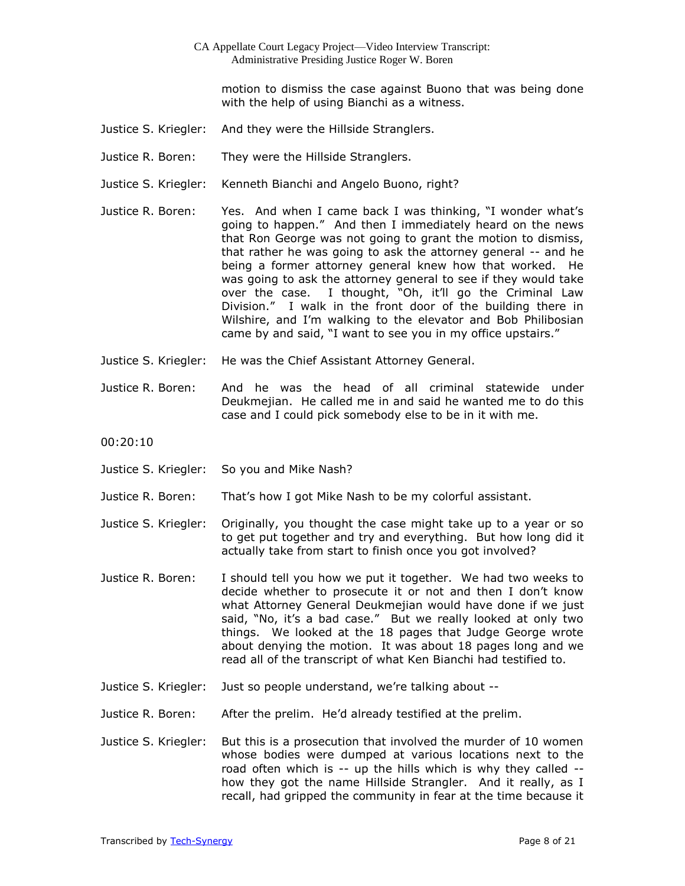motion to dismiss the case against Buono that was being done with the help of using Bianchi as a witness.

Justice S. Kriegler: And they were the Hillside Stranglers.

Justice R. Boren: They were the Hillside Stranglers.

Justice S. Kriegler: Kenneth Bianchi and Angelo Buono, right?

Justice R. Boren: Yes. And when I came back I was thinking, "I wonder what's going to happen." And then I immediately heard on the news that Ron George was not going to grant the motion to dismiss, that rather he was going to ask the attorney general -- and he being a former attorney general knew how that worked. He was going to ask the attorney general to see if they would take over the case. I thought, "Oh, it'll go the Criminal Law Division." I walk in the front door of the building there in Wilshire, and I'm walking to the elevator and Bob Philibosian came by and said, "I want to see you in my office upstairs."

Justice S. Kriegler: He was the Chief Assistant Attorney General.

Justice R. Boren: And he was the head of all criminal statewide under Deukmejian. He called me in and said he wanted me to do this case and I could pick somebody else to be in it with me.

00:20:10

Justice S. Kriegler: So you and Mike Nash?

Justice R. Boren: That's how I got Mike Nash to be my colorful assistant.

Justice S. Kriegler: Originally, you thought the case might take up to a year or so to get put together and try and everything. But how long did it actually take from start to finish once you got involved?

Justice R. Boren: I should tell you how we put it together. We had two weeks to decide whether to prosecute it or not and then I don't know what Attorney General Deukmejian would have done if we just said, "No, it's a bad case." But we really looked at only two things. We looked at the 18 pages that Judge George wrote about denying the motion. It was about 18 pages long and we read all of the transcript of what Ken Bianchi had testified to.

Justice S. Kriegler: Just so people understand, we're talking about --

Justice R. Boren: After the prelim. He'd already testified at the prelim.

Justice S. Kriegler: But this is a prosecution that involved the murder of 10 women whose bodies were dumped at various locations next to the road often which is -- up the hills which is why they called -- how they got the name Hillside Strangler. And it really, as I recall, had gripped the community in fear at the time because it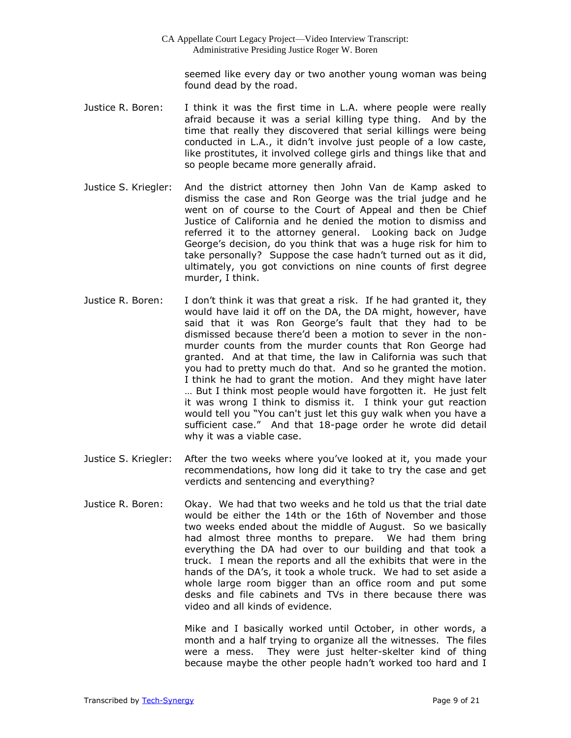seemed like every day or two another young woman was being found dead by the road.

Justice R. Boren: I think it was the first time in L.A. where people were really afraid because it was a serial killing type thing. And by the time that really they discovered that serial killings were being conducted in L.A., it didn't involve just people of a low caste, like prostitutes, it involved college girls and things like that and so people became more generally afraid.

Justice S. Kriegler: And the district attorney then John Van de Kamp asked to dismiss the case and Ron George was the trial judge and he went on of course to the Court of Appeal and then be Chief Justice of California and he denied the motion to dismiss and referred it to the attorney general. Looking back on Judge George's decision, do you think that was a huge risk for him to take personally? Suppose the case hadn't turned out as it did, ultimately, you got convictions on nine counts of first degree murder, I think.

Justice R. Boren: I don't think it was that great a risk. If he had granted it, they would have laid it off on the DA, the DA might, however, have said that it was Ron George's fault that they had to be dismissed because there'd been a motion to sever in the non-murder counts from the murder counts that Ron George had granted. And at that time, the law in California was such that you had to pretty much do that. And so he granted the motion. I think he had to grant the motion. And they might have later … But I think most people would have forgotten it. He just felt it was wrong I think to dismiss it. I think your gut reaction would tell you "You can't just let this guy walk when you have a sufficient case." And that 18-page order he wrote did detail why it was a viable case.

Justice S. Kriegler: After the two weeks where you've looked at it, you made your recommendations, how long did it take to try the case and get verdicts and sentencing and everything?

Justice R. Boren: Okay. We had that two weeks and he told us that the trial date would be either the 14th or the 16th of November and those two weeks ended about the middle of August. So we basically had almost three months to prepare. We had them bring everything the DA had over to our building and that took a truck. I mean the reports and all the exhibits that were in the hands of the DA's, it took a whole truck. We had to set aside a whole large room bigger than an office room and put some desks and file cabinets and TVs in there because there was video and all kinds of evidence.

Mike and I basically worked until October, in other words, a month and a half trying to organize all the witnesses. The files were a mess. They were just helter-skelter kind of thing because maybe the other people hadn't worked too hard and I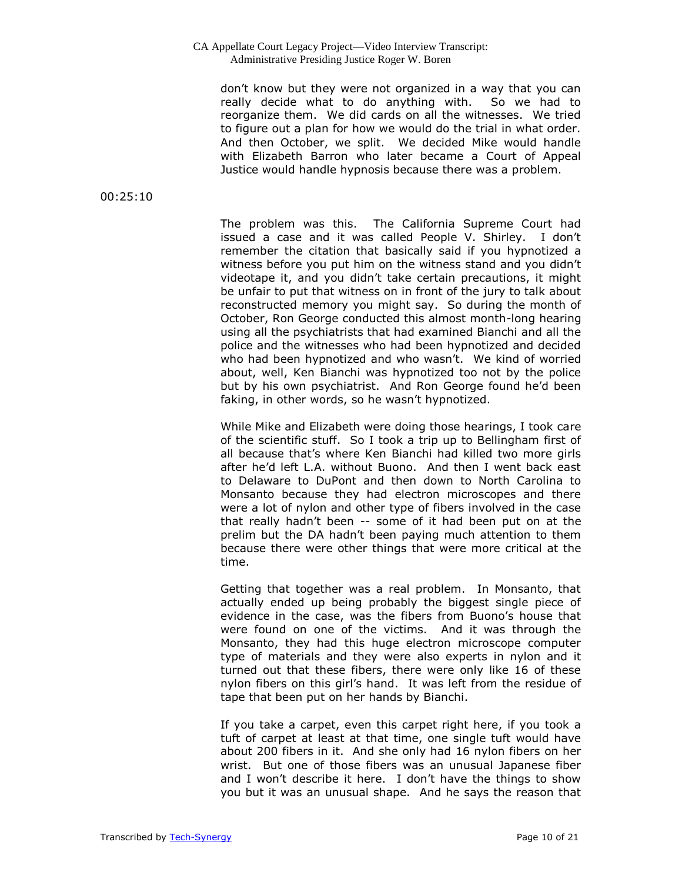don't know but they were not organized in a way that you can really decide what to do anything with. So we had to reorganize them. We did cards on all the witnesses. We tried to figure out a plan for how we would do the trial in what order. And then October, we split. We decided Mike would handle with Elizabeth Barron who later became a Court of Appeal Justice would handle hypnosis because there was a problem.

00:25:10

The problem was this. The California Supreme Court had issued a case and it was called People V. Shirley. I don't remember the citation that basically said if you hypnotized a witness before you put him on the witness stand and you didn't videotape it, and you didn't take certain precautions, it might be unfair to put that witness on in front of the jury to talk about reconstructed memory you might say. So during the month of October, Ron George conducted this almost month-long hearing using all the psychiatrists that had examined Bianchi and all the police and the witnesses who had been hypnotized and decided who had been hypnotized and who wasn't. We kind of worried about, well, Ken Bianchi was hypnotized too not by the police but by his own psychiatrist. And Ron George found he'd been faking, in other words, so he wasn't hypnotized.

While Mike and Elizabeth were doing those hearings, I took care of the scientific stuff. So I took a trip up to Bellingham first of all because that's where Ken Bianchi had killed two more girls after he'd left L.A. without Buono. And then I went back east to Delaware to DuPont and then down to North Carolina to Monsanto because they had electron microscopes and there were a lot of nylon and other type of fibers involved in the case that really hadn't been -- some of it had been put on at the prelim but the DA hadn't been paying much attention to them because there were other things that were more critical at the time.

Getting that together was a real problem. In Monsanto, that actually ended up being probably the biggest single piece of evidence in the case, was the fibers from Buono's house that were found on one of the victims. And it was through the Monsanto, they had this huge electron microscope computer type of materials and they were also experts in nylon and it turned out that these fibers, there were only like 16 of these nylon fibers on this girl's hand. It was left from the residue of tape that been put on her hands by Bianchi.

If you take a carpet, even this carpet right here, if you took a tuft of carpet at least at that time, one single tuft would have about 200 fibers in it. And she only had 16 nylon fibers on her wrist. But one of those fibers was an unusual Japanese fiber and I won't describe it here. I don't have the things to show you but it was an unusual shape. And he says the reason that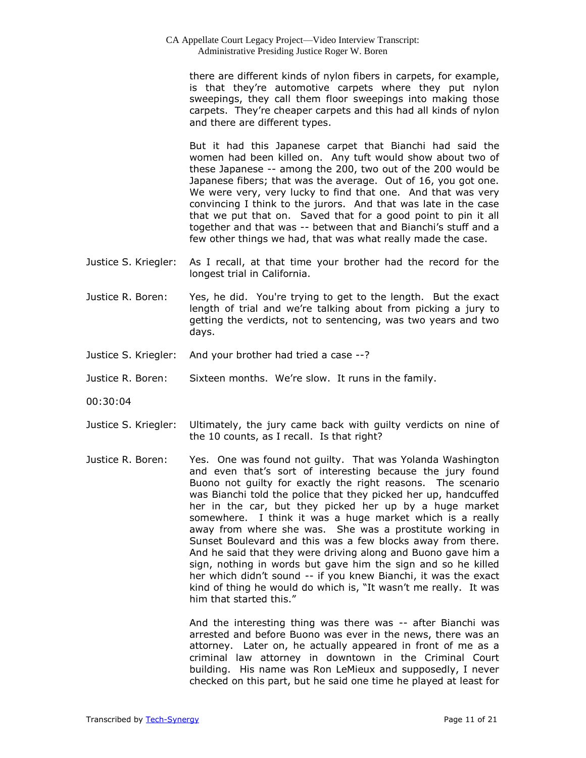there are different kinds of nylon fibers in carpets, for example, is that they're automotive carpets where they put nylon sweepings, they call them floor sweepings into making those carpets. They're cheaper carpets and this had all kinds of nylon and there are different types.

But it had this Japanese carpet that Bianchi had said the women had been killed on. Any tuft would show about two of these Japanese -- among the 200, two out of the 200 would be Japanese fibers; that was the average. Out of 16, you got one. We were very, very lucky to find that one. And that was very convincing I think to the jurors. And that was late in the case that we put that on. Saved that for a good point to pin it all together and that was -- between that and Bianchi's stuff and a few other things we had, that was what really made the case.

Justice S. Kriegler: As I recall, at that time your brother had the record for the longest trial in California.

Justice R. Boren: Yes, he did. You're trying to get to the length. But the exact length of trial and we're talking about from picking a jury to getting the verdicts, not to sentencing, was two years and two days.

Justice S. Kriegler: And your brother had tried a case --?

Justice R. Boren: Sixteen months. We're slow. It runs in the family.

00:30:04

Justice S. Kriegler: Ultimately, the jury came back with guilty verdicts on nine of the 10 counts, as I recall. Is that right?

Justice R. Boren: Yes. One was found not guilty. That was Yolanda Washington and even that's sort of interesting because the jury found Buono not guilty for exactly the right reasons. The scenario was Bianchi told the police that they picked her up, handcuffed her in the car, but they picked her up by a huge market somewhere. I think it was a huge market which is a really away from where she was. She was a prostitute working in Sunset Boulevard and this was a few blocks away from there. And he said that they were driving along and Buono gave him a sign, nothing in words but gave him the sign and so he killed her which didn't sound -- if you knew Bianchi, it was the exact kind of thing he would do which is, "It wasn't me really. It was him that started this."

And the interesting thing was there was -- after Bianchi was arrested and before Buono was ever in the news, there was an attorney. Later on, he actually appeared in front of me as a criminal law attorney in downtown in the Criminal Court building. His name was Ron LeMieux and supposedly, I never checked on this part, but he said one time he played at least for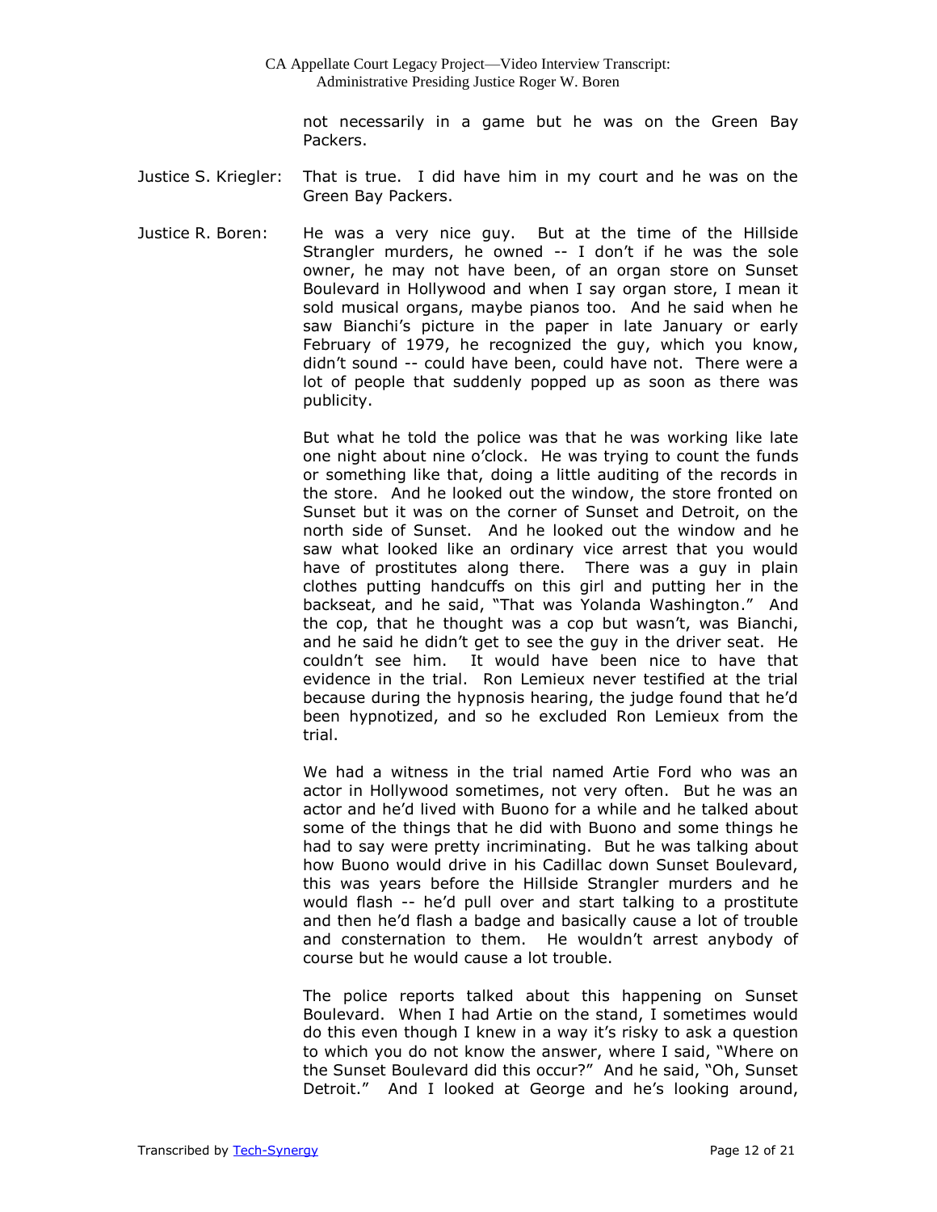not necessarily in a game but he was on the Green Bay Packers.

Justice S. Kriegler: That is true. I did have him in my court and he was on the Green Bay Packers.

Justice R. Boren: He was a very nice guy. But at the time of the Hillside Strangler murders, he owned -- I don't if he was the sole owner, he may not have been, of an organ store on Sunset Boulevard in Hollywood and when I say organ store, I mean it sold musical organs, maybe pianos too. And he said when he saw Bianchi's picture in the paper in late January or early February of 1979, he recognized the guy, which you know, didn't sound -- could have been, could have not. There were a lot of people that suddenly popped up as soon as there was publicity.

But what he told the police was that he was working like late one night about nine o'clock. He was trying to count the funds or something like that, doing a little auditing of the records in the store. And he looked out the window, the store fronted on Sunset but it was on the corner of Sunset and Detroit, on the north side of Sunset. And he looked out the window and he saw what looked like an ordinary vice arrest that you would have of prostitutes along there. There was a guy in plain clothes putting handcuffs on this girl and putting her in the backseat, and he said, "That was Yolanda Washington." And the cop, that he thought was a cop but wasn't, was Bianchi, and he said he didn't get to see the guy in the driver seat. He couldn't see him. It would have been nice to have that evidence in the trial. Ron Lemieux never testified at the trial because during the hypnosis hearing, the judge found that he'd been hypnotized, and so he excluded Ron Lemieux from the trial.

We had a witness in the trial named Artie Ford who was an actor in Hollywood sometimes, not very often. But he was an actor and he'd lived with Buono for a while and he talked about some of the things that he did with Buono and some things he had to say were pretty incriminating. But he was talking about how Buono would drive in his Cadillac down Sunset Boulevard, this was years before the Hillside Strangler murders and he would flash -- he'd pull over and start talking to a prostitute and then he'd flash a badge and basically cause a lot of trouble and consternation to them. He wouldn't arrest anybody of course but he would cause a lot trouble.

The police reports talked about this happening on Sunset Boulevard. When I had Artie on the stand, I sometimes would do this even though I knew in a way it's risky to ask a question to which you do not know the answer, where I said, "Where on the Sunset Boulevard did this occur?" And he said, "Oh, Sunset Detroit." And I looked at George and he's looking around,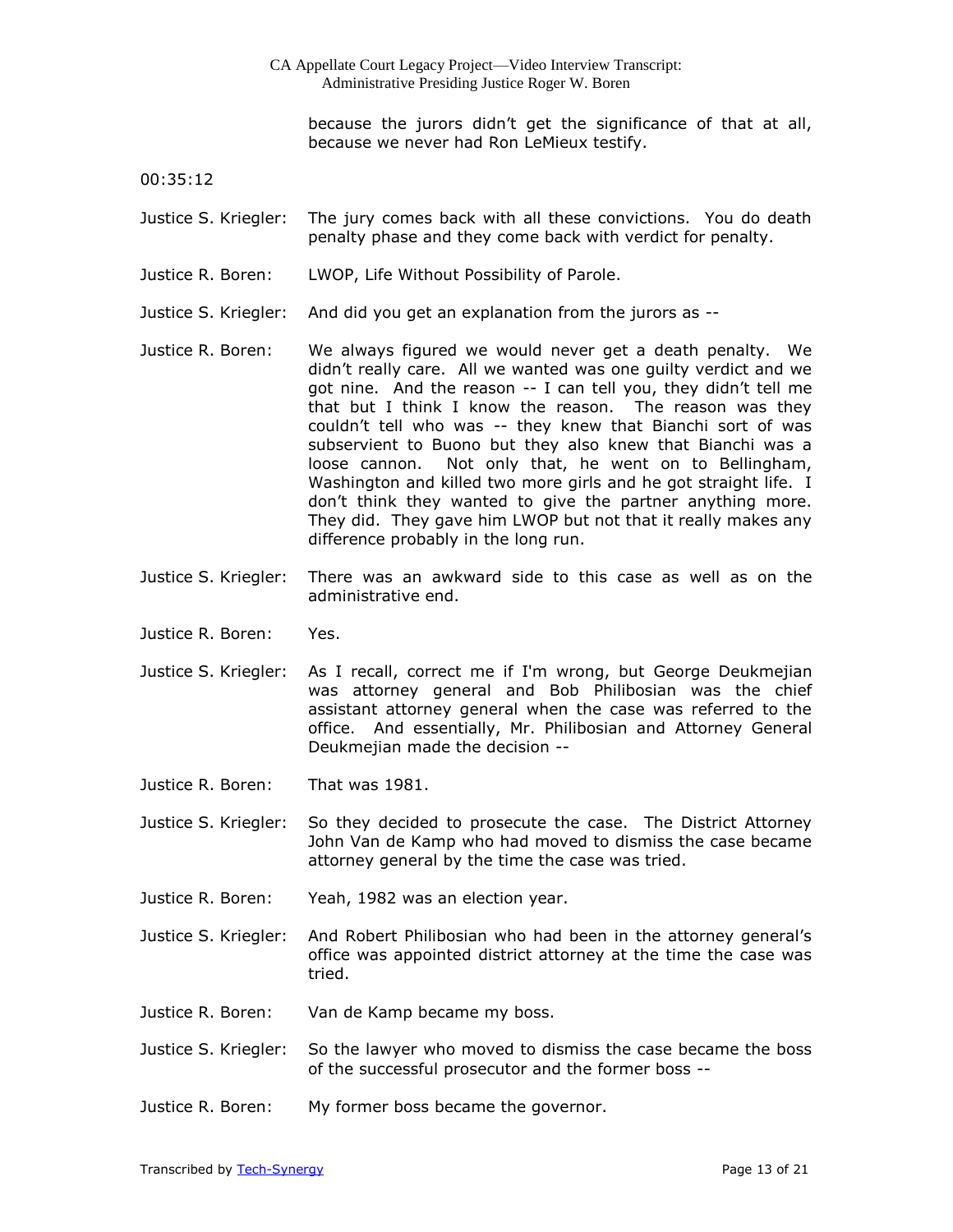because the jurors didn't get the significance of that at all, because we never had Ron LeMieux testify.

00:35:12

Justice S. Kriegler: The jury comes back with all these convictions. You do death penalty phase and they come back with verdict for penalty.

Justice R. Boren: LWOP, Life Without Possibility of Parole.

Justice S. Kriegler: And did you get an explanation from the jurors as --

Justice R. Boren: We always figured we would never get a death penalty. We didn't really care. All we wanted was one guilty verdict and we got nine. And the reason -- I can tell you, they didn't tell me that but I think I know the reason. The reason was they couldn't tell who was -- they knew that Bianchi sort of was subservient to Buono but they also knew that Bianchi was a loose cannon. Not only that, he went on to Bellingham, Washington and killed two more girls and he got straight life. I don't think they wanted to give the partner anything more. They did. They gave him LWOP but not that it really makes any difference probably in the long run.

Justice S. Kriegler: There was an awkward side to this case as well as on the administrative end.

Justice R. Boren: Yes.

Justice S. Kriegler: As I recall, correct me if I'm wrong, but George Deukmejian was attorney general and Bob Philibosian was the chief assistant attorney general when the case was referred to the office. And essentially, Mr. Philibosian and Attorney General Deukmejian made the decision --

Justice R. Boren: That was 1981.

Justice S. Kriegler: So they decided to prosecute the case. The District Attorney John Van de Kamp who had moved to dismiss the case became attorney general by the time the case was tried.

Justice R. Boren: Yeah, 1982 was an election year.

Justice S. Kriegler: And Robert Philibosian who had been in the attorney general's office was appointed district attorney at the time the case was tried.

Justice R. Boren: Van de Kamp became my boss.

Justice S. Kriegler: So the lawyer who moved to dismiss the case became the boss of the successful prosecutor and the former boss --

Justice R. Boren: My former boss became the governor.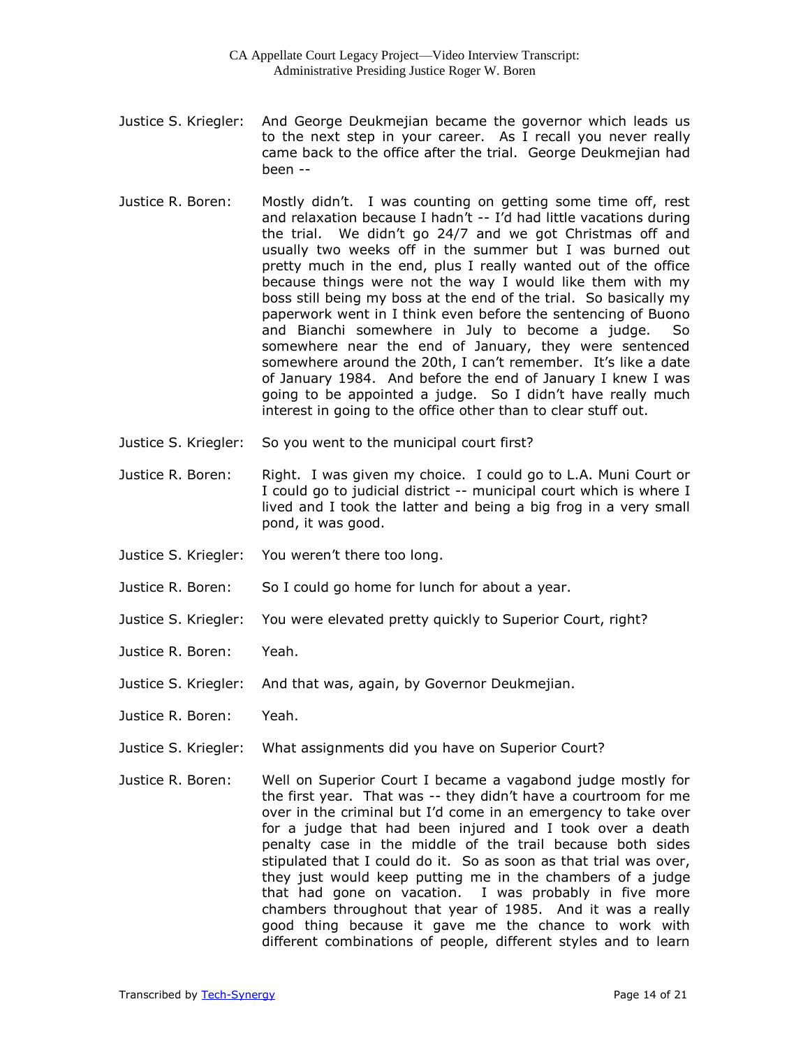Justice S. Kriegler: And George Deukmejian became the governor which leads us to the next step in your career. As I recall you never really came back to the office after the trial. George Deukmejian had been --

Justice R. Boren: Mostly didn't. I was counting on getting some time off, rest and relaxation because I hadn't -- I'd had little vacations during the trial. We didn't go 24/7 and we got Christmas off and usually two weeks off in the summer but I was burned out pretty much in the end, plus I really wanted out of the office because things were not the way I would like them with my boss still being my boss at the end of the trial. So basically my paperwork went in I think even before the sentencing of Buono and Bianchi somewhere in July to become a judge. So somewhere near the end of January, they were sentenced somewhere around the 20th, I can't remember. It's like a date of January 1984. And before the end of January I knew I was going to be appointed a judge. So I didn't have really much interest in going to the office other than to clear stuff out.

Justice S. Kriegler: So you went to the municipal court first?

Justice R. Boren: Right. I was given my choice. I could go to L.A. Muni Court or I could go to judicial district -- municipal court which is where I lived and I took the latter and being a big frog in a very small pond, it was good.

Justice S. Kriegler: You weren't there too long.

Justice R. Boren: So I could go home for lunch for about a year.

Justice S. Kriegler: You were elevated pretty quickly to Superior Court, right?

Justice R. Boren: Yeah.

Justice S. Kriegler: And that was, again, by Governor Deukmejian.

Justice R. Boren: Yeah.

Justice S. Kriegler: What assignments did you have on Superior Court?

Justice R. Boren: Well on Superior Court I became a vagabond judge mostly for the first year. That was -- they didn't have a courtroom for me over in the criminal but I'd come in an emergency to take over for a judge that had been injured and I took over a death penalty case in the middle of the trail because both sides stipulated that I could do it. So as soon as that trial was over, they just would keep putting me in the chambers of a judge that had gone on vacation. I was probably in five more chambers throughout that year of 1985. And it was a really good thing because it gave me the chance to work with different combinations of people, different styles and to learn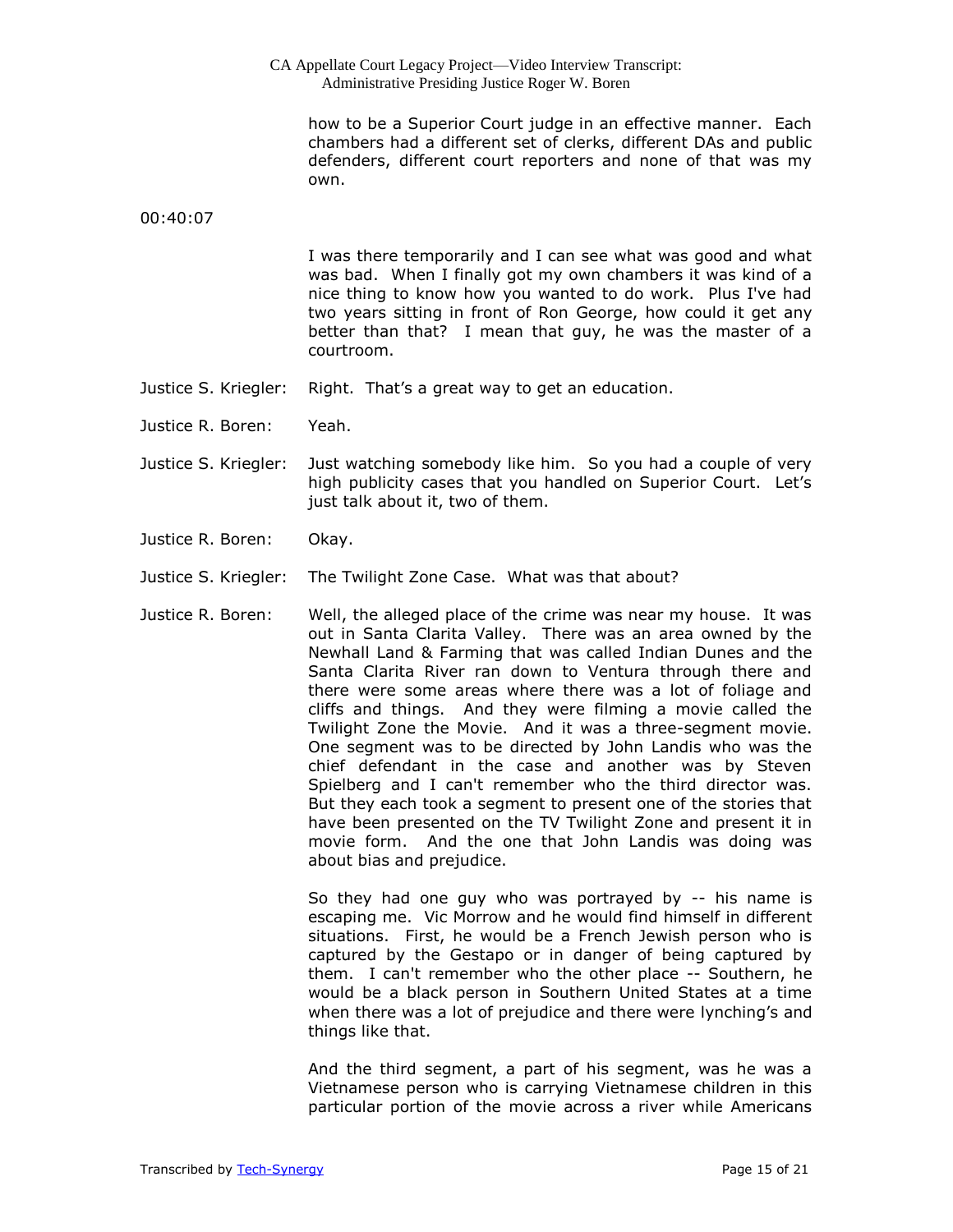how to be a Superior Court judge in an effective manner. Each chambers had a different set of clerks, different DAs and public defenders, different court reporters and none of that was my own.

00:40:07

I was there temporarily and I can see what was good and what was bad. When I finally got my own chambers it was kind of a nice thing to know how you wanted to do work. Plus I've had two years sitting in front of Ron George, how could it get any better than that? I mean that guy, he was the master of a courtroom.

Justice S. Kriegler: Right. That's a great way to get an education.

Justice R. Boren: Yeah.

Justice S. Kriegler: Just watching somebody like him. So you had a couple of very high publicity cases that you handled on Superior Court. Let's just talk about it, two of them.

Justice R. Boren: Okay.

Justice S. Kriegler: The Twilight Zone Case. What was that about?

Justice R. Boren: Well, the alleged place of the crime was near my house. It was out in Santa Clarita Valley. There was an area owned by the Newhall Land & Farming that was called Indian Dunes and the Santa Clarita River ran down to Ventura through there and there were some areas where there was a lot of foliage and cliffs and things. And they were filming a movie called the Twilight Zone the Movie. And it was a three-segment movie. One segment was to be directed by John Landis who was the chief defendant in the case and another was by Steven Spielberg and I can't remember who the third director was. But they each took a segment to present one of the stories that have been presented on the TV Twilight Zone and present it in movie form. And the one that John Landis was doing was about bias and prejudice.

So they had one guy who was portrayed by -- his name is escaping me. Vic Morrow and he would find himself in different situations. First, he would be a French Jewish person who is captured by the Gestapo or in danger of being captured by them. I can't remember who the other place -- Southern, he would be a black person in Southern United States at a time when there was a lot of prejudice and there were lynching's and things like that.

And the third segment, a part of his segment, was he was a Vietnamese person who is carrying Vietnamese children in this particular portion of the movie across a river while Americans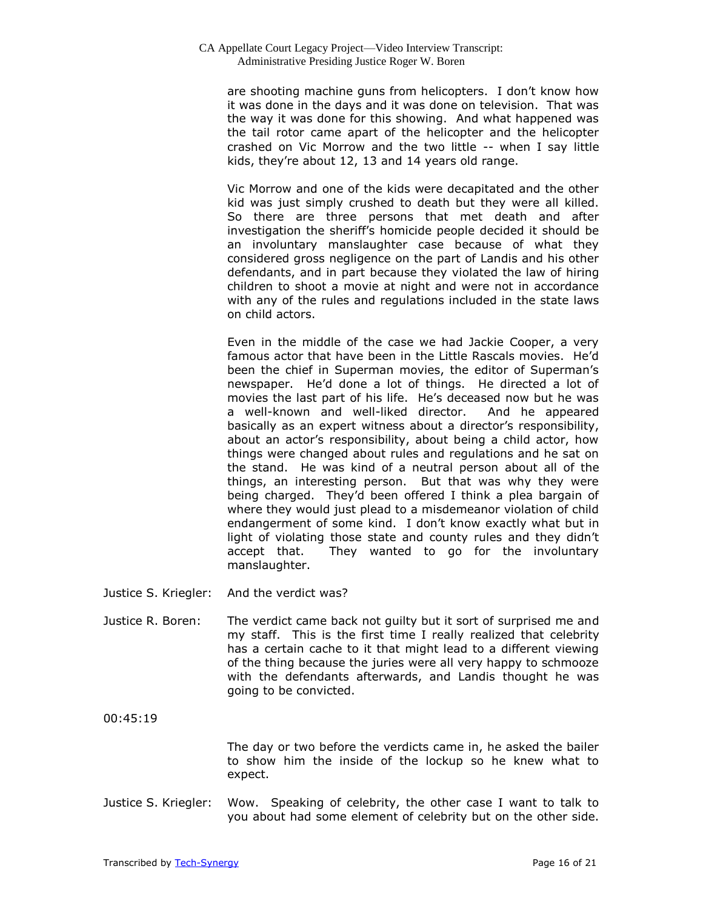are shooting machine guns from helicopters. I don't know how it was done in the days and it was done on television. That was the way it was done for this showing. And what happened was the tail rotor came apart of the helicopter and the helicopter crashed on Vic Morrow and the two little -- when I say little kids, they're about 12, 13 and 14 years old range.

Vic Morrow and one of the kids were decapitated and the other kid was just simply crushed to death but they were all killed. So there are three persons that met death and after investigation the sheriff's homicide people decided it should be an involuntary manslaughter case because of what they considered gross negligence on the part of Landis and his other defendants, and in part because they violated the law of hiring children to shoot a movie at night and were not in accordance with any of the rules and regulations included in the state laws on child actors.

Even in the middle of the case we had Jackie Cooper, a very famous actor that have been in the Little Rascals movies. He'd been the chief in Superman movies, the editor of Superman's newspaper. He'd done a lot of things. He directed a lot of movies the last part of his life. He's deceased now but he was a well-known and well-liked director. And he appeared basically as an expert witness about a director's responsibility, about an actor's responsibility, about being a child actor, how things were changed about rules and regulations and he sat on the stand. He was kind of a neutral person about all of the things, an interesting person. But that was why they were being charged. They'd been offered I think a plea bargain of where they would just plead to a misdemeanor violation of child endangerment of some kind. I don't know exactly what but in light of violating those state and county rules and they didn't accept that. They wanted to go for the involuntary manslaughter.

Justice S. Kriegler: And the verdict was?

Justice R. Boren: The verdict came back not guilty but it sort of surprised me and my staff. This is the first time I really realized that celebrity has a certain cache to it that might lead to a different viewing of the thing because the juries were all very happy to schmooze with the defendants afterwards, and Landis thought he was going to be convicted.

00:45:19

The day or two before the verdicts came in, he asked the bailer to show him the inside of the lockup so he knew what to expect.

Justice S. Kriegler: Wow. Speaking of celebrity, the other case I want to talk to you about had some element of celebrity but on the other side.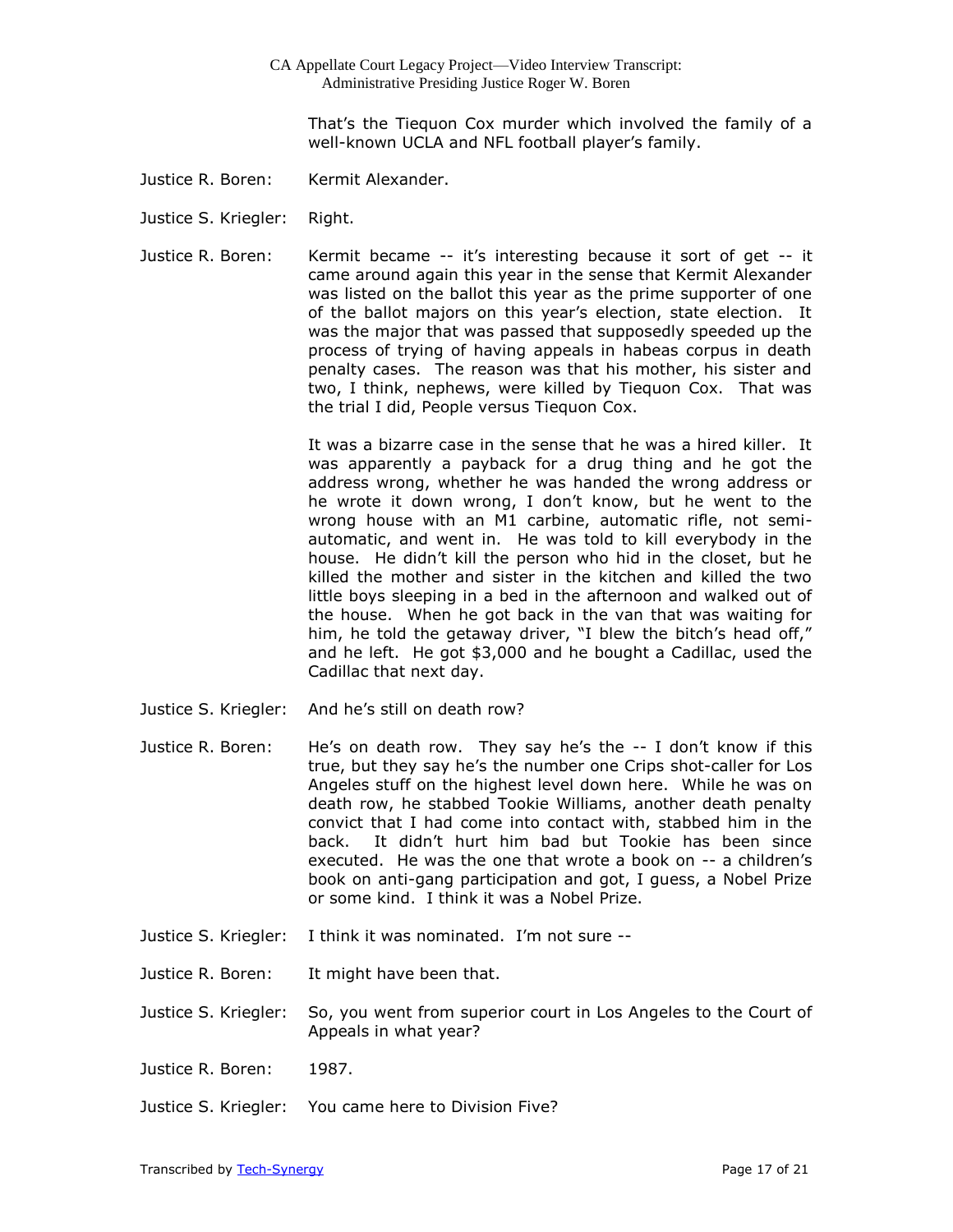That's the Tiequon Cox murder which involved the family of a well-known UCLA and NFL football player's family.

Justice R. Boren: Kermit Alexander.

Justice S. Kriegler: Right.

Justice R. Boren: Kermit became -- it's interesting because it sort of get -- it came around again this year in the sense that Kermit Alexander was listed on the ballot this year as the prime supporter of one of the ballot majors on this year's election, state election. It was the major that was passed that supposedly speeded up the process of trying of having appeals in habeas corpus in death penalty cases. The reason was that his mother, his sister and two, I think, nephews, were killed by Tiequon Cox. That was the trial I did, People versus Tiequon Cox.

It was a bizarre case in the sense that he was a hired killer. It was apparently a payback for a drug thing and he got the address wrong, whether he was handed the wrong address or he wrote it down wrong, I don't know, but he went to the wrong house with an M1 carbine, automatic rifle, not semi-automatic, and went in. He was told to kill everybody in the house. He didn't kill the person who hid in the closet, but he killed the mother and sister in the kitchen and killed the two little boys sleeping in a bed in the afternoon and walked out of the house. When he got back in the van that was waiting for him, he told the getaway driver, "I blew the bitch's head off," and he left. He got $3,000 and he bought a Cadillac, used the Cadillac that next day.

Justice S. Kriegler: And he's still on death row?

Justice R. Boren: He's on death row. They say he's the -- I don't know if this true, but they say he's the number one Crips shot-caller for Los Angeles stuff on the highest level down here. While he was on death row, he stabbed Tookie Williams, another death penalty convict that I had come into contact with, stabbed him in the back. It didn't hurt him bad but Tookie has been since executed. He was the one that wrote a book on -- a children's book on anti-gang participation and got, I guess, a Nobel Prize or some kind. I think it was a Nobel Prize.

Justice S. Kriegler: I think it was nominated. I'm not sure --

Justice R. Boren: It might have been that.

Justice S. Kriegler: So, you went from superior court in Los Angeles to the Court of Appeals in what year?

Justice R. Boren: 1987.

Justice S. Kriegler: You came here to Division Five?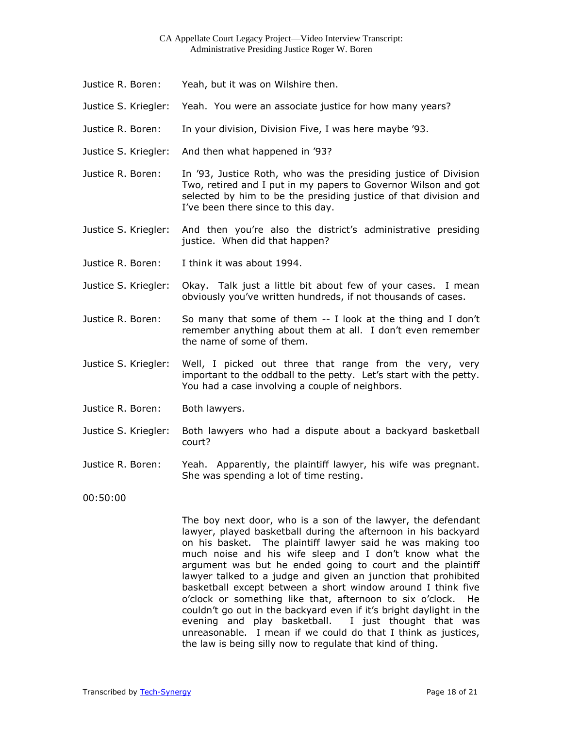Justice R. Boren: Yeah, but it was on Wilshire then.

Justice S. Kriegler: Yeah. You were an associate justice for how many years?

Justice R. Boren: In your division, Division Five, I was here maybe '93.

Justice S. Kriegler: And then what happened in '93?

Justice R. Boren: In '93, Justice Roth, who was the presiding justice of Division Two, retired and I put in my papers to Governor Wilson and got selected by him to be the presiding justice of that division and I've been there since to this day.

Justice S. Kriegler: And then you're also the district's administrative presiding justice. When did that happen?

Justice R. Boren: I think it was about 1994.

Justice S. Kriegler: Okay. Talk just a little bit about few of your cases. I mean obviously you've written hundreds, if not thousands of cases.

Justice R. Boren: So many that some of them -- I look at the thing and I don't remember anything about them at all. I don't even remember the name of some of them.

Justice S. Kriegler: Well, I picked out three that range from the very, very important to the oddball to the petty. Let's start with the petty. You had a case involving a couple of neighbors.

Justice R. Boren: Both lawyers.

Justice S. Kriegler: Both lawyers who had a dispute about a backyard basketball court?

Justice R. Boren: Yeah. Apparently, the plaintiff lawyer, his wife was pregnant. She was spending a lot of time resting.

00:50:00

The boy next door, who is a son of the lawyer, the defendant lawyer, played basketball during the afternoon in his backyard on his basket. The plaintiff lawyer said he was making too much noise and his wife sleep and I don't know what the argument was but he ended going to court and the plaintiff lawyer talked to a judge and given an junction that prohibited basketball except between a short window around I think five o'clock or something like that, afternoon to six o'clock. He couldn't go out in the backyard even if it's bright daylight in the evening and play basketball. I just thought that was unreasonable. I mean if we could do that I think as justices, the law is being silly now to regulate that kind of thing.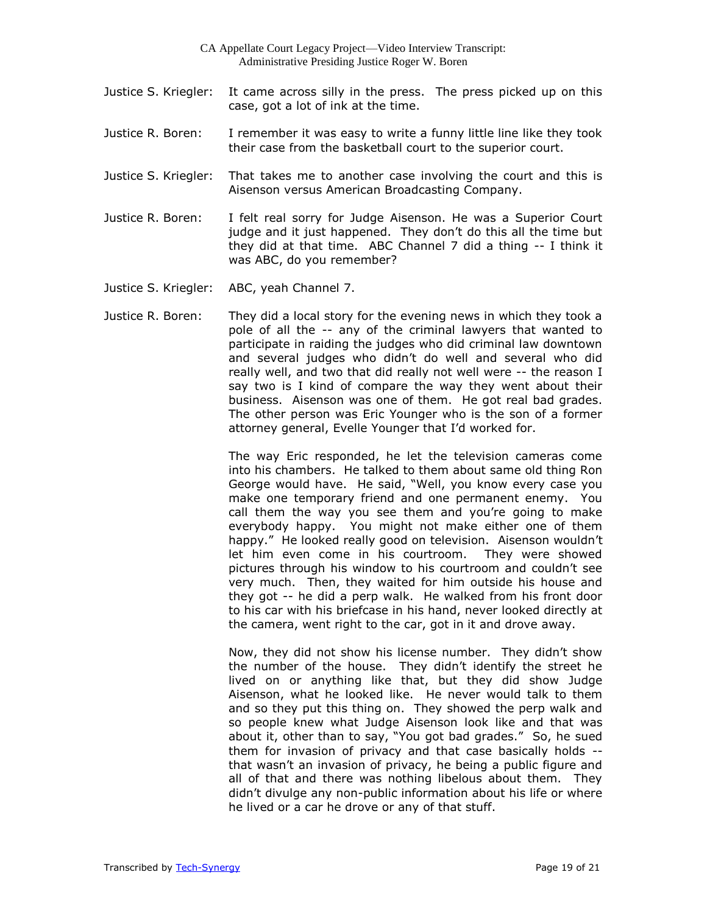Justice S. Kriegler: It came across silly in the press. The press picked up on this case, got a lot of ink at the time.

Justice R. Boren: I remember it was easy to write a funny little line like they took their case from the basketball court to the superior court.

Justice S. Kriegler: That takes me to another case involving the court and this is Aisenson versus American Broadcasting Company.

Justice R. Boren: I felt real sorry for Judge Aisenson. He was a Superior Court judge and it just happened. They don't do this all the time but they did at that time. ABC Channel 7 did a thing -- I think it was ABC, do you remember?

Justice S. Kriegler: ABC, yeah Channel 7.

Justice R. Boren: They did a local story for the evening news in which they took a pole of all the -- any of the criminal lawyers that wanted to participate in raiding the judges who did criminal law downtown and several judges who didn't do well and several who did really well, and two that did really not well were -- the reason I say two is I kind of compare the way they went about their business. Aisenson was one of them. He got real bad grades. The other person was Eric Younger who is the son of a former attorney general, Evelle Younger that I'd worked for.

The way Eric responded, he let the television cameras come into his chambers. He talked to them about same old thing Ron George would have. He said, "Well, you know every case you make one temporary friend and one permanent enemy. You call them the way you see them and you're going to make everybody happy. You might not make either one of them happy." He looked really good on television. Aisenson wouldn't let him even come in his courtroom. They were showed pictures through his window to his courtroom and couldn't see very much. Then, they waited for him outside his house and they got -- he did a perp walk. He walked from his front door to his car with his briefcase in his hand, never looked directly at the camera, went right to the car, got in it and drove away.

Now, they did not show his license number. They didn't show the number of the house. They didn't identify the street he lived on or anything like that, but they did show Judge Aisenson, what he looked like. He never would talk to them and so they put this thing on. They showed the perp walk and so people knew what Judge Aisenson look like and that was about it, other than to say, "You got bad grades." So, he sued them for invasion of privacy and that case basically holds -- that wasn't an invasion of privacy, he being a public figure and all of that and there was nothing libelous about them. They didn't divulge any non-public information about his life or where he lived or a car he drove or any of that stuff.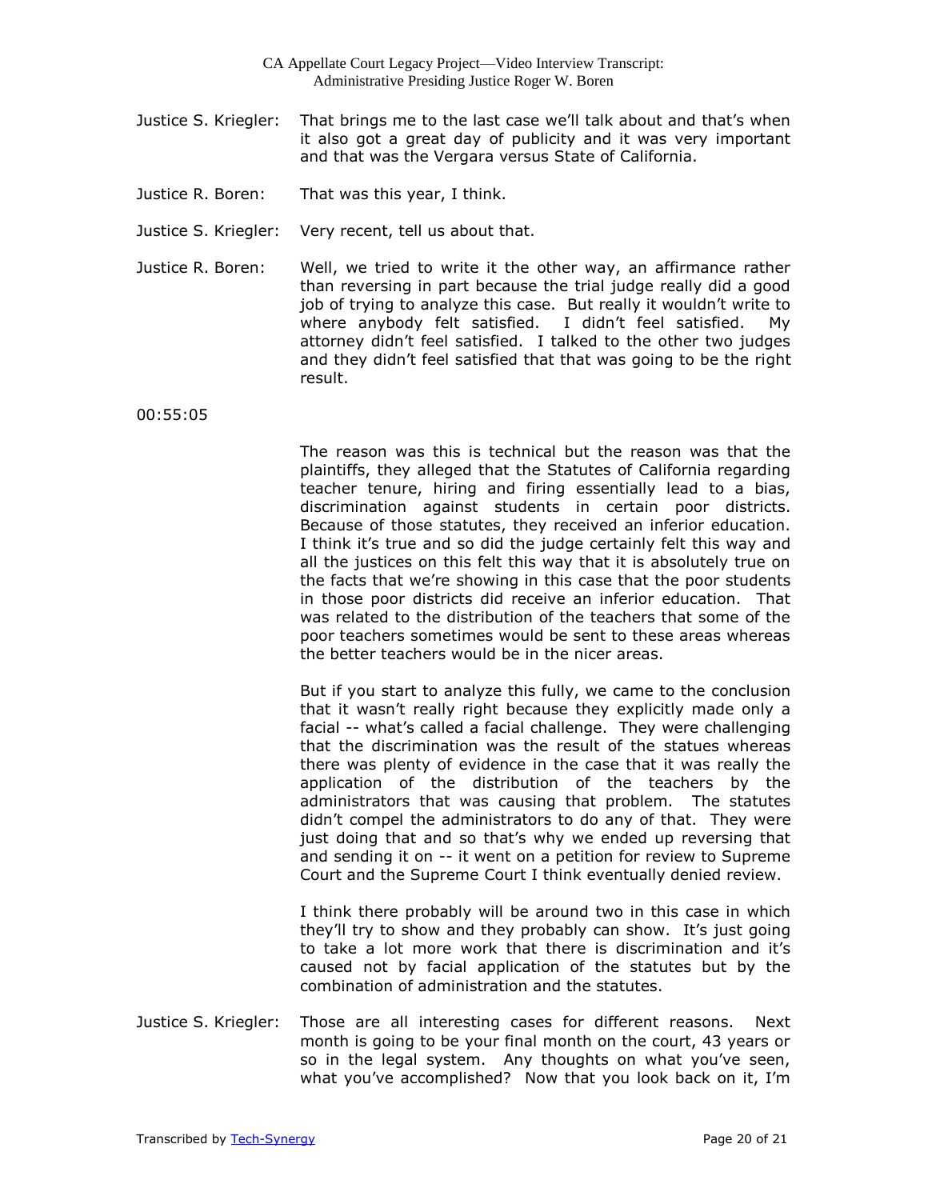Justice S. Kriegler: That brings me to the last case we'll talk about and that's when it also got a great day of publicity and it was very important and that was the Vergara versus State of California.

Justice R. Boren: That was this year, I think.

Justice S. Kriegler: Very recent, tell us about that.

Justice R. Boren: Well, we tried to write it the other way, an affirmance rather than reversing in part because the trial judge really did a good job of trying to analyze this case. But really it wouldn't write to where anybody felt satisfied. I didn't feel satisfied. My attorney didn't feel satisfied. I talked to the other two judges and they didn't feel satisfied that that was going to be the right result.

00:55:05

The reason was this is technical but the reason was that the plaintiffs, they alleged that the Statutes of California regarding teacher tenure, hiring and firing essentially lead to a bias, discrimination against students in certain poor districts. Because of those statutes, they received an inferior education. I think it's true and so did the judge certainly felt this way and all the justices on this felt this way that it is absolutely true on the facts that we're showing in this case that the poor students in those poor districts did receive an inferior education. That was related to the distribution of the teachers that some of the poor teachers sometimes would be sent to these areas whereas the better teachers would be in the nicer areas.

But if you start to analyze this fully, we came to the conclusion that it wasn't really right because they explicitly made only a facial -- what's called a facial challenge. They were challenging that the discrimination was the result of the statues whereas there was plenty of evidence in the case that it was really the application of the distribution of the teachers by the administrators that was causing that problem. The statutes didn't compel the administrators to do any of that. They were just doing that and so that's why we ended up reversing that and sending it on -- it went on a petition for review to Supreme Court and the Supreme Court I think eventually denied review.

I think there probably will be around two in this case in which they'll try to show and they probably can show. It's just going to take a lot more work that there is discrimination and it's caused not by facial application of the statutes but by the combination of administration and the statutes.

Justice S. Kriegler: Those are all interesting cases for different reasons. Next month is going to be your final month on the court, 43 years or so in the legal system. Any thoughts on what you've seen, what you've accomplished? Now that you look back on it, I'm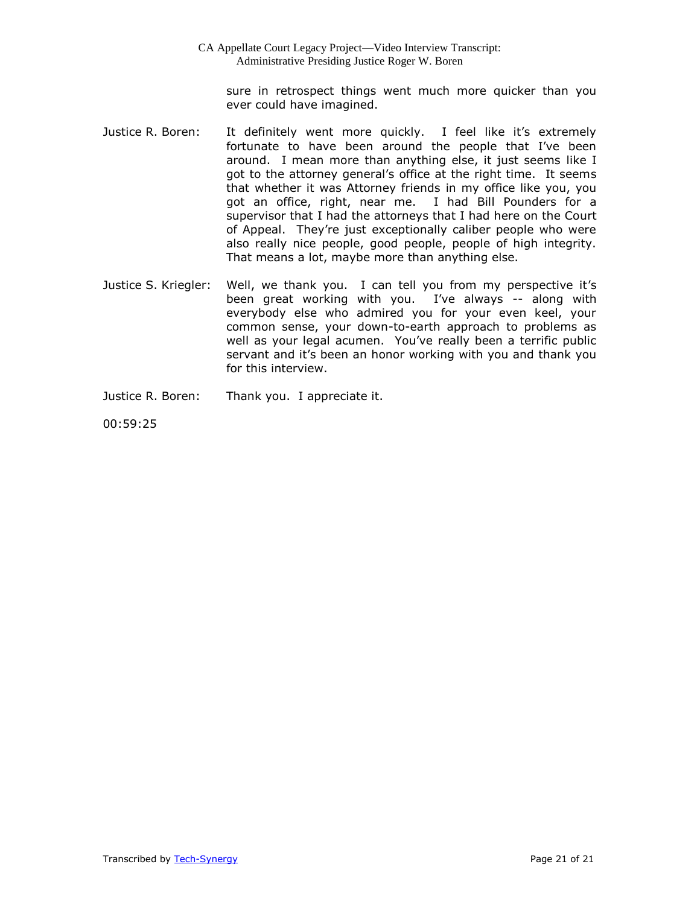sure in retrospect things went much more quicker than you ever could have imagined.

Justice R. Boren: It definitely went more quickly. I feel like it's extremely fortunate to have been around the people that I've been around. I mean more than anything else, it just seems like I got to the attorney general's office at the right time. It seems that whether it was Attorney friends in my office like you, you got an office, right, near me. I had Bill Pounders for a supervisor that I had the attorneys that I had here on the Court of Appeal. They're just exceptionally caliber people who were also really nice people, good people, people of high integrity. That means a lot, maybe more than anything else.

Justice S. Kriegler: Well, we thank you. I can tell you from my perspective it's been great working with you. I've always -- along with everybody else who admired you for your even keel, your common sense, your down-to-earth approach to problems as well as your legal acumen. You've really been a terrific public servant and it's been an honor working with you and thank you for this interview.

Justice R. Boren: Thank you. I appreciate it.

00:59:25